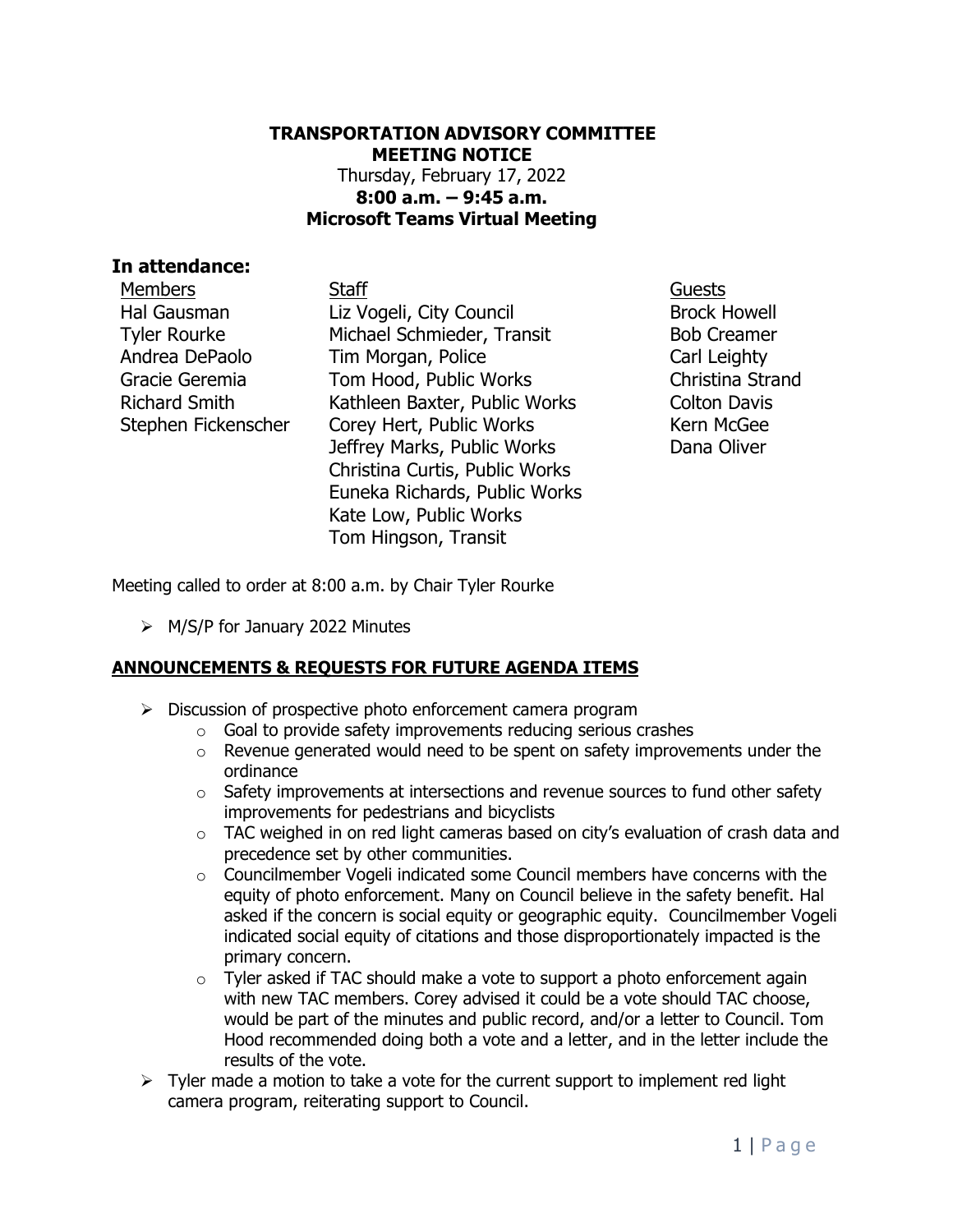**TRANSPORTATION ADVISORY COMMITTEE**
**MEETING NOTICE**
Thursday, February 17, 2022
**8:00 a.m. – 9:45 a.m.**
**Microsoft Teams Virtual Meeting**

## In attendance:

| Members | Staff | Guests |
|---|---|---|
| Hal Gausman | Liz Vogeli, City Council | Brock Howell |
| Tyler Rourke | Michael Schmieder, Transit | Bob Creamer |
| Andrea DePaolo | Tim Morgan, Police | Carl Leighty |
| Gracie Geremia | Tom Hood, Public Works | Christina Strand |
| Richard Smith | Kathleen Baxter, Public Works | Colton Davis |
| Stephen Fickenscher | Corey Hert, Public Works | Kern McGee |
| | Jeffrey Marks, Public Works | Dana Oliver |
| | Christina Curtis, Public Works | |
| | Euneka Richards, Public Works | |
| | Kate Low, Public Works | |
| | Tom Hingson, Transit | |

Meeting called to order at 8:00 a.m. by Chair Tyler Rourke

- M/S/P for January 2022 Minutes

**ANNOUNCEMENTS & REQUESTS FOR FUTURE AGENDA ITEMS**

- Discussion of prospective photo enforcement camera program
  - Goal to provide safety improvements reducing serious crashes
  - Revenue generated would need to be spent on safety improvements under the ordinance
  - Safety improvements at intersections and revenue sources to fund other safety improvements for pedestrians and bicyclists
  - TAC weighed in on red light cameras based on city's evaluation of crash data and precedence set by other communities.
  - Councilmember Vogeli indicated some Council members have concerns with the equity of photo enforcement. Many on Council believe in the safety benefit. Hal asked if the concern is social equity or geographic equity. Councilmember Vogeli indicated social equity of citations and those disproportionately impacted is the primary concern.
  - Tyler asked if TAC should make a vote to support a photo enforcement again with new TAC members. Corey advised it could be a vote should TAC choose, would be part of the minutes and public record, and/or a letter to Council. Tom Hood recommended doing both a vote and a letter, and in the letter include the results of the vote.
- Tyler made a motion to take a vote for the current support to implement red light camera program, reiterating support to Council.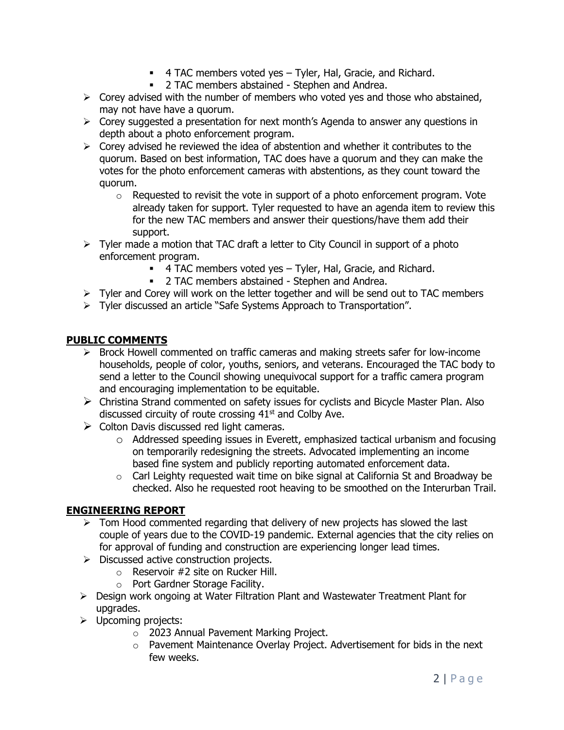- 4 TAC members voted yes – Tyler, Hal, Gracie, and Richard.
        - 2 TAC members abstained - Stephen and Andrea.
- Corey advised with the number of members who voted yes and those who abstained, may not have have a quorum.
- Corey suggested a presentation for next month's Agenda to answer any questions in depth about a photo enforcement program.
- Corey advised he reviewed the idea of abstention and whether it contributes to the quorum. Based on best information, TAC does have a quorum and they can make the votes for the photo enforcement cameras with abstentions, as they count toward the quorum.
    - Requested to revisit the vote in support of a photo enforcement program. Vote already taken for support. Tyler requested to have an agenda item to review this for the new TAC members and answer their questions/have them add their support.
- Tyler made a motion that TAC draft a letter to City Council in support of a photo enforcement program.
        - 4 TAC members voted yes – Tyler, Hal, Gracie, and Richard.
        - 2 TAC members abstained - Stephen and Andrea.
- Tyler and Corey will work on the letter together and will be send out to TAC members
- Tyler discussed an article "Safe Systems Approach to Transportation".

## PUBLIC COMMENTS

- Brock Howell commented on traffic cameras and making streets safer for low-income households, people of color, youths, seniors, and veterans. Encouraged the TAC body to send a letter to the Council showing unequivocal support for a traffic camera program and encouraging implementation to be equitable.
- Christina Strand commented on safety issues for cyclists and Bicycle Master Plan. Also discussed circuity of route crossing 41st and Colby Ave.
- Colton Davis discussed red light cameras.
    - Addressed speeding issues in Everett, emphasized tactical urbanism and focusing on temporarily redesigning the streets. Advocated implementing an income based fine system and publicly reporting automated enforcement data.
    - Carl Leighty requested wait time on bike signal at California St and Broadway be checked. Also he requested root heaving to be smoothed on the Interurban Trail.

## ENGINEERING REPORT

- Tom Hood commented regarding that delivery of new projects has slowed the last couple of years due to the COVID-19 pandemic. External agencies that the city relies on for approval of funding and construction are experiencing longer lead times.
- Discussed active construction projects.
    - Reservoir #2 site on Rucker Hill.
    - Port Gardner Storage Facility.
- Design work ongoing at Water Filtration Plant and Wastewater Treatment Plant for upgrades.
- Upcoming projects:
    - 2023 Annual Pavement Marking Project.
    - Pavement Maintenance Overlay Project. Advertisement for bids in the next few weeks.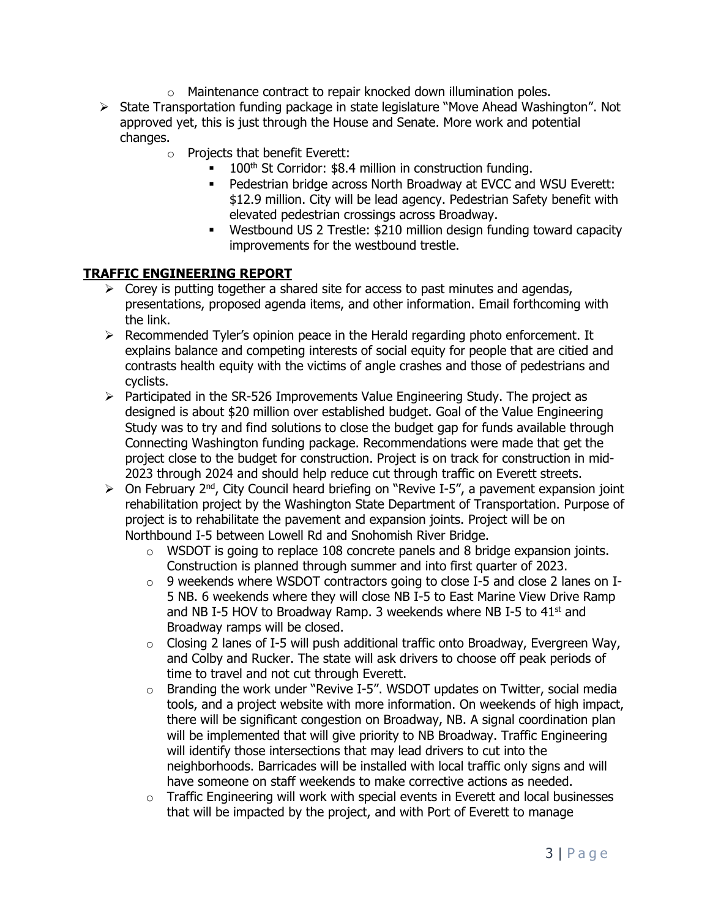- Maintenance contract to repair knocked down illumination poles.

- State Transportation funding package in state legislature "Move Ahead Washington". Not approved yet, this is just through the House and Senate. More work and potential changes.
  - Projects that benefit Everett:
    - 100th St Corridor: $8.4 million in construction funding.
    - Pedestrian bridge across North Broadway at EVCC and WSU Everett: $12.9 million. City will be lead agency. Pedestrian Safety benefit with elevated pedestrian crossings across Broadway.
    - Westbound US 2 Trestle: $210 million design funding toward capacity improvements for the westbound trestle.

**TRAFFIC ENGINEERING REPORT**

- Corey is putting together a shared site for access to past minutes and agendas, presentations, proposed agenda items, and other information. Email forthcoming with the link.
- Recommended Tyler's opinion peace in the Herald regarding photo enforcement. It explains balance and competing interests of social equity for people that are citied and contrasts health equity with the victims of angle crashes and those of pedestrians and cyclists.
- Participated in the SR-526 Improvements Value Engineering Study. The project as designed is about $20 million over established budget. Goal of the Value Engineering Study was to try and find solutions to close the budget gap for funds available through Connecting Washington funding package. Recommendations were made that get the project close to the budget for construction. Project is on track for construction in mid-2023 through 2024 and should help reduce cut through traffic on Everett streets.
- On February 2nd, City Council heard briefing on "Revive I-5", a pavement expansion joint rehabilitation project by the Washington State Department of Transportation. Purpose of project is to rehabilitate the pavement and expansion joints. Project will be on Northbound I-5 between Lowell Rd and Snohomish River Bridge.
  - WSDOT is going to replace 108 concrete panels and 8 bridge expansion joints. Construction is planned through summer and into first quarter of 2023.
  - 9 weekends where WSDOT contractors going to close I-5 and close 2 lanes on I-5 NB. 6 weekends where they will close NB I-5 to East Marine View Drive Ramp and NB I-5 HOV to Broadway Ramp. 3 weekends where NB I-5 to 41st and Broadway ramps will be closed.
  - Closing 2 lanes of I-5 will push additional traffic onto Broadway, Evergreen Way, and Colby and Rucker. The state will ask drivers to choose off peak periods of time to travel and not cut through Everett.
  - Branding the work under "Revive I-5". WSDOT updates on Twitter, social media tools, and a project website with more information. On weekends of high impact, there will be significant congestion on Broadway, NB. A signal coordination plan will be implemented that will give priority to NB Broadway. Traffic Engineering will identify those intersections that may lead drivers to cut into the neighborhoods. Barricades will be installed with local traffic only signs and will have someone on staff weekends to make corrective actions as needed.
  - Traffic Engineering will work with special events in Everett and local businesses that will be impacted by the project, and with Port of Everett to manage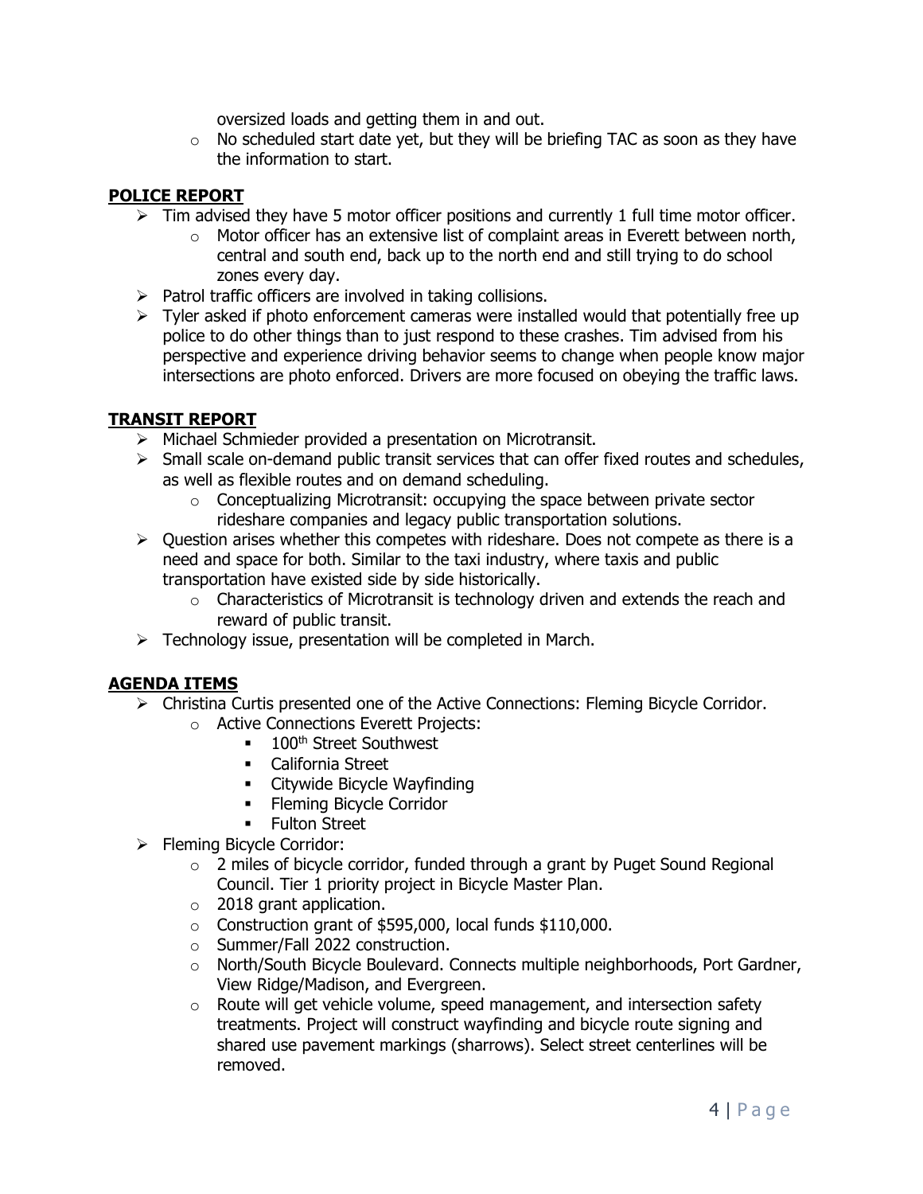oversized loads and getting them in and out.
  - No scheduled start date yet, but they will be briefing TAC as soon as they have the information to start.

## POLICE REPORT

- Tim advised they have 5 motor officer positions and currently 1 full time motor officer.
  - Motor officer has an extensive list of complaint areas in Everett between north, central and south end, back up to the north end and still trying to do school zones every day.
- Patrol traffic officers are involved in taking collisions.
- Tyler asked if photo enforcement cameras were installed would that potentially free up police to do other things than to just respond to these crashes. Tim advised from his perspective and experience driving behavior seems to change when people know major intersections are photo enforced. Drivers are more focused on obeying the traffic laws.

## TRANSIT REPORT

- Michael Schmieder provided a presentation on Microtransit.
- Small scale on-demand public transit services that can offer fixed routes and schedules, as well as flexible routes and on demand scheduling.
  - Conceptualizing Microtransit: occupying the space between private sector rideshare companies and legacy public transportation solutions.
- Question arises whether this competes with rideshare. Does not compete as there is a need and space for both. Similar to the taxi industry, where taxis and public transportation have existed side by side historically.
  - Characteristics of Microtransit is technology driven and extends the reach and reward of public transit.
- Technology issue, presentation will be completed in March.

## AGENDA ITEMS

- Christina Curtis presented one of the Active Connections: Fleming Bicycle Corridor.
  - Active Connections Everett Projects:
    - 100th Street Southwest
    - California Street
    - Citywide Bicycle Wayfinding
    - Fleming Bicycle Corridor
    - Fulton Street
- Fleming Bicycle Corridor:
  - 2 miles of bicycle corridor, funded through a grant by Puget Sound Regional Council. Tier 1 priority project in Bicycle Master Plan.
  - 2018 grant application.
  - Construction grant of $595,000, local funds $110,000.
  - Summer/Fall 2022 construction.
  - North/South Bicycle Boulevard. Connects multiple neighborhoods, Port Gardner, View Ridge/Madison, and Evergreen.
  - Route will get vehicle volume, speed management, and intersection safety treatments. Project will construct wayfinding and bicycle route signing and shared use pavement markings (sharrows). Select street centerlines will be removed.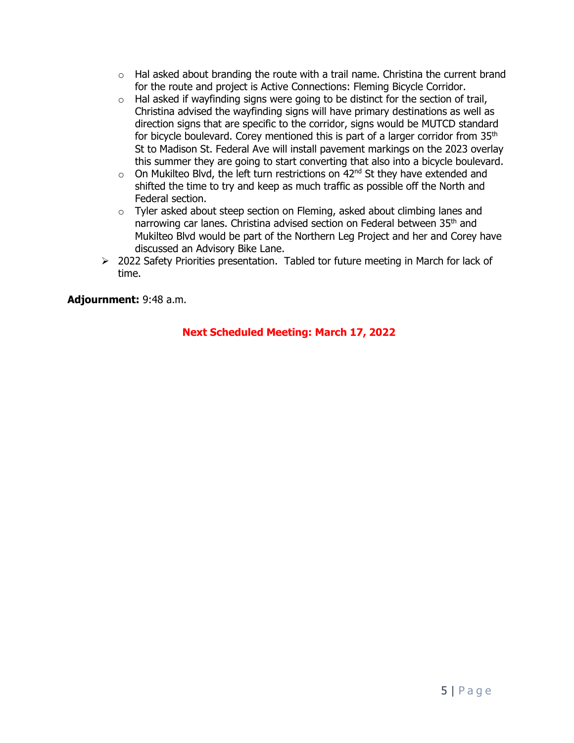- Hal asked about branding the route with a trail name. Christina the current brand for the route and project is Active Connections: Fleming Bicycle Corridor.
- Hal asked if wayfinding signs were going to be distinct for the section of trail, Christina advised the wayfinding signs will have primary destinations as well as direction signs that are specific to the corridor, signs would be MUTCD standard for bicycle boulevard. Corey mentioned this is part of a larger corridor from 35th St to Madison St. Federal Ave will install pavement markings on the 2023 overlay this summer they are going to start converting that also into a bicycle boulevard.
- On Mukilteo Blvd, the left turn restrictions on 42nd St they have extended and shifted the time to try and keep as much traffic as possible off the North and Federal section.
- Tyler asked about steep section on Fleming, asked about climbing lanes and narrowing car lanes. Christina advised section on Federal between 35th and Mukilteo Blvd would be part of the Northern Leg Project and her and Corey have discussed an Advisory Bike Lane.

➢ 2022 Safety Priorities presentation. Tabled tor future meeting in March for lack of time.

**Adjournment:** 9:48 a.m.

**Next Scheduled Meeting: March 17, 2022**